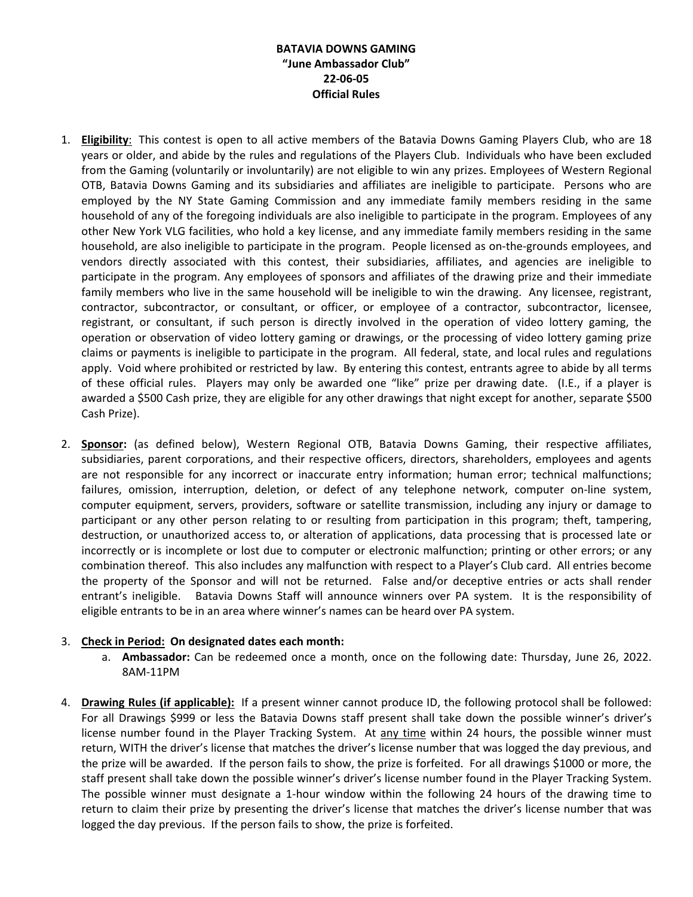**BATAVIA DOWNS GAMING**
**"June Ambassador Club"**
**22-06-05**
**Official Rules**

1. **Eligibility**: This contest is open to all active members of the Batavia Downs Gaming Players Club, who are 18 years or older, and abide by the rules and regulations of the Players Club. Individuals who have been excluded from the Gaming (voluntarily or involuntarily) are not eligible to win any prizes. Employees of Western Regional OTB, Batavia Downs Gaming and its subsidiaries and affiliates are ineligible to participate. Persons who are employed by the NY State Gaming Commission and any immediate family members residing in the same household of any of the foregoing individuals are also ineligible to participate in the program. Employees of any other New York VLG facilities, who hold a key license, and any immediate family members residing in the same household, are also ineligible to participate in the program. People licensed as on-the-grounds employees, and vendors directly associated with this contest, their subsidiaries, affiliates, and agencies are ineligible to participate in the program. Any employees of sponsors and affiliates of the drawing prize and their immediate family members who live in the same household will be ineligible to win the drawing. Any licensee, registrant, contractor, subcontractor, or consultant, or officer, or employee of a contractor, subcontractor, licensee, registrant, or consultant, if such person is directly involved in the operation of video lottery gaming, the operation or observation of video lottery gaming or drawings, or the processing of video lottery gaming prize claims or payments is ineligible to participate in the program. All federal, state, and local rules and regulations apply. Void where prohibited or restricted by law. By entering this contest, entrants agree to abide by all terms of these official rules. Players may only be awarded one "like" prize per drawing date. (I.E., if a player is awarded a $500 Cash prize, they are eligible for any other drawings that night except for another, separate $500 Cash Prize).

2. **Sponsor:** (as defined below), Western Regional OTB, Batavia Downs Gaming, their respective affiliates, subsidiaries, parent corporations, and their respective officers, directors, shareholders, employees and agents are not responsible for any incorrect or inaccurate entry information; human error; technical malfunctions; failures, omission, interruption, deletion, or defect of any telephone network, computer on-line system, computer equipment, servers, providers, software or satellite transmission, including any injury or damage to participant or any other person relating to or resulting from participation in this program; theft, tampering, destruction, or unauthorized access to, or alteration of applications, data processing that is processed late or incorrectly or is incomplete or lost due to computer or electronic malfunction; printing or other errors; or any combination thereof. This also includes any malfunction with respect to a Player's Club card. All entries become the property of the Sponsor and will not be returned. False and/or deceptive entries or acts shall render entrant's ineligible. Batavia Downs Staff will announce winners over PA system. It is the responsibility of eligible entrants to be in an area where winner's names can be heard over PA system.

3. **Check in Period: On designated dates each month:**
   a. **Ambassador:** Can be redeemed once a month, once on the following date: Thursday, June 26, 2022. 8AM-11PM

4. **Drawing Rules (if applicable):** If a present winner cannot produce ID, the following protocol shall be followed: For all Drawings $999 or less the Batavia Downs staff present shall take down the possible winner's driver's license number found in the Player Tracking System. At <u>any time</u> within 24 hours, the possible winner must return, WITH the driver's license that matches the driver's license number that was logged the day previous, and the prize will be awarded. If the person fails to show, the prize is forfeited. For all drawings $1000 or more, the staff present shall take down the possible winner's driver's license number found in the Player Tracking System. The possible winner must designate a 1-hour window within the following 24 hours of the drawing time to return to claim their prize by presenting the driver's license that matches the driver's license number that was logged the day previous. If the person fails to show, the prize is forfeited.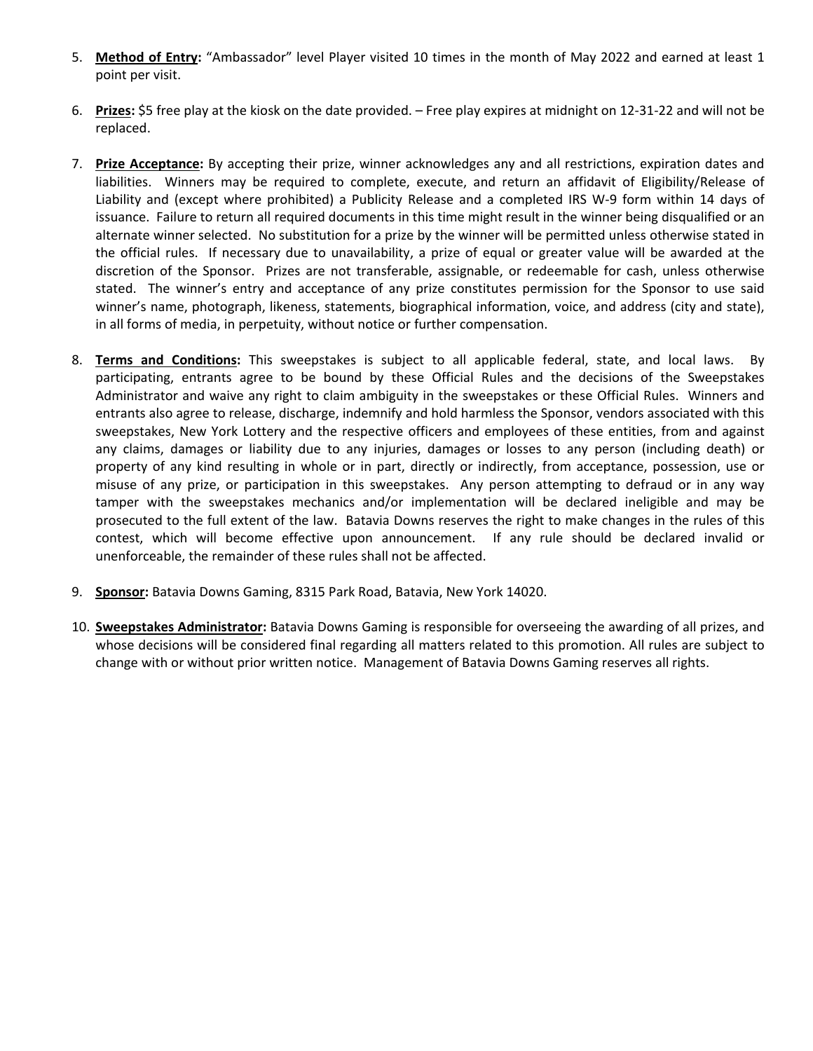5. **Method of Entry:** "Ambassador" level Player visited 10 times in the month of May 2022 and earned at least 1 point per visit.

6. **Prizes:** $5 free play at the kiosk on the date provided. – Free play expires at midnight on 12-31-22 and will not be replaced.

7. **Prize Acceptance:** By accepting their prize, winner acknowledges any and all restrictions, expiration dates and liabilities. Winners may be required to complete, execute, and return an affidavit of Eligibility/Release of Liability and (except where prohibited) a Publicity Release and a completed IRS W-9 form within 14 days of issuance. Failure to return all required documents in this time might result in the winner being disqualified or an alternate winner selected. No substitution for a prize by the winner will be permitted unless otherwise stated in the official rules. If necessary due to unavailability, a prize of equal or greater value will be awarded at the discretion of the Sponsor. Prizes are not transferable, assignable, or redeemable for cash, unless otherwise stated. The winner's entry and acceptance of any prize constitutes permission for the Sponsor to use said winner's name, photograph, likeness, statements, biographical information, voice, and address (city and state), in all forms of media, in perpetuity, without notice or further compensation.

8. **Terms and Conditions:** This sweepstakes is subject to all applicable federal, state, and local laws. By participating, entrants agree to be bound by these Official Rules and the decisions of the Sweepstakes Administrator and waive any right to claim ambiguity in the sweepstakes or these Official Rules. Winners and entrants also agree to release, discharge, indemnify and hold harmless the Sponsor, vendors associated with this sweepstakes, New York Lottery and the respective officers and employees of these entities, from and against any claims, damages or liability due to any injuries, damages or losses to any person (including death) or property of any kind resulting in whole or in part, directly or indirectly, from acceptance, possession, use or misuse of any prize, or participation in this sweepstakes. Any person attempting to defraud or in any way tamper with the sweepstakes mechanics and/or implementation will be declared ineligible and may be prosecuted to the full extent of the law. Batavia Downs reserves the right to make changes in the rules of this contest, which will become effective upon announcement. If any rule should be declared invalid or unenforceable, the remainder of these rules shall not be affected.

9. **Sponsor:** Batavia Downs Gaming, 8315 Park Road, Batavia, New York 14020.

10. **Sweepstakes Administrator:** Batavia Downs Gaming is responsible for overseeing the awarding of all prizes, and whose decisions will be considered final regarding all matters related to this promotion. All rules are subject to change with or without prior written notice. Management of Batavia Downs Gaming reserves all rights.